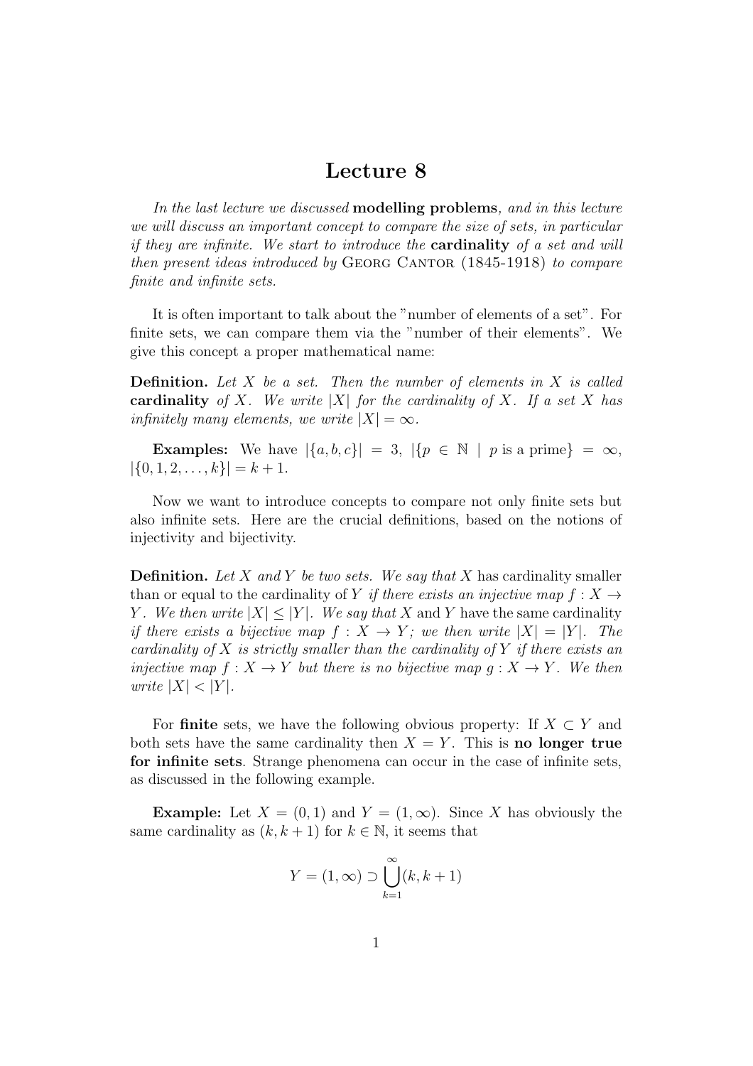# Lecture 8

*In the last lecture we discussed* **modelling problems***, and in this lecture we will discuss an important concept to compare the size of sets, in particular if they are infinite. We start to introduce the* **cardinality** *of a set and will then present ideas introduced by* Georg Cantor (1845-1918) *to compare finite and infinite sets.*

It is often important to talk about the "number of elements of a set". For finite sets, we can compare them via the "number of their elements". We give this concept a proper mathematical name:

**Definition.** *Let $X$ be a set. Then the number of elements in $X$ is called* **cardinality** *of $X$. We write $|X|$ for the cardinality of $X$. If a set $X$ has infinitely many elements, we write $|X| = \infty$.*

**Examples:** We have $|\{a, b, c\}| = 3$, $|\{p \in \mathbb{N} \mid p \text{ is a prime}\} = \infty$, $|\{0, 1, 2, \ldots, k\}| = k + 1$.

Now we want to introduce concepts to compare not only finite sets but also infinite sets. Here are the crucial definitions, based on the notions of injectivity and bijectivity.

**Definition.** *Let $X$ and $Y$ be two sets. We say that $X$* has cardinality smaller than or equal to the cardinality of $Y$ *if there exists an injective map $f : X \to Y$. We then write $|X| \leq |Y|$. We say that $X$* and $Y$ have the same cardinality *if there exists a bijective map $f : X \to Y$; we then write $|X| = |Y|$. The cardinality of $X$ is strictly smaller than the cardinality of $Y$ if there exists an injective map $f : X \to Y$ but there is no bijective map $g : X \to Y$. We then write $|X| < |Y|$.*

For **finite** sets, we have the following obvious property: If $X \subset Y$ and both sets have the same cardinality then $X = Y$. This is **no longer true for infinite sets**. Strange phenomena can occur in the case of infinite sets, as discussed in the following example.

**Example:** Let $X = (0, 1)$ and $Y = (1, \infty)$. Since $X$ has obviously the same cardinality as $(k, k + 1)$ for $k \in \mathbb{N}$, it seems that

$$Y = (1, \infty) \supset \bigcup_{k=1}^{\infty} (k, k + 1)$$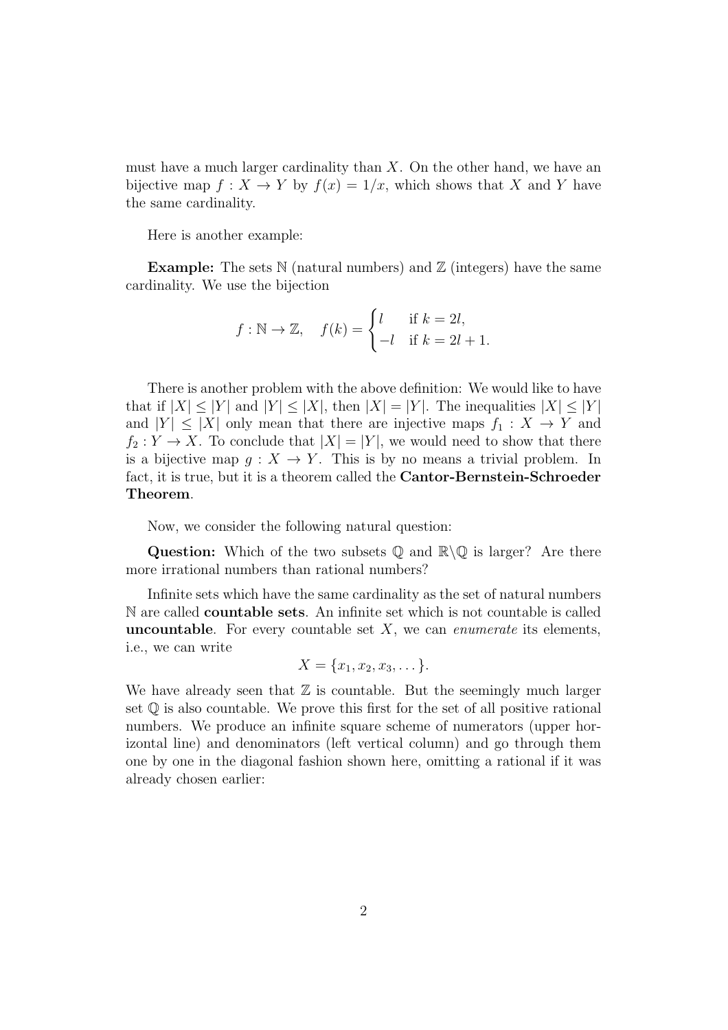must have a much larger cardinality than $X$. On the other hand, we have an bijective map $f : X \to Y$ by $f(x) = 1/x$, which shows that $X$ and $Y$ have the same cardinality.

Here is another example:

**Example:** The sets $\mathbb{N}$ (natural numbers) and $\mathbb{Z}$ (integers) have the same cardinality. We use the bijection

$$f : \mathbb{N} \to \mathbb{Z}, \quad f(k) = \begin{cases} l & \text{if } k = 2l, \\ -l & \text{if } k = 2l + 1. \end{cases}$$

There is another problem with the above definition: We would like to have that if $|X| \le |Y|$ and $|Y| \le |X|$, then $|X| = |Y|$. The inequalities $|X| \le |Y|$ and $|Y| \le |X|$ only mean that there are injective maps $f_1 : X \to Y$ and $f_2 : Y \to X$. To conclude that $|X| = |Y|$, we would need to show that there is a bijective map $g : X \to Y$. This is by no means a trivial problem. In fact, it is true, but it is a theorem called the **Cantor-Bernstein-Schroeder Theorem**.

Now, we consider the following natural question:

**Question:** Which of the two subsets $\mathbb{Q}$ and $\mathbb{R}\backslash\mathbb{Q}$ is larger? Are there more irrational numbers than rational numbers?

Infinite sets which have the same cardinality as the set of natural numbers $\mathbb{N}$ are called **countable sets**. An infinite set which is not countable is called **uncountable**. For every countable set $X$, we can *enumerate* its elements, i.e., we can write

$$X = \{x_1, x_2, x_3, \dots\}.$$

We have already seen that $\mathbb{Z}$ is countable. But the seemingly much larger set $\mathbb{Q}$ is also countable. We prove this first for the set of all positive rational numbers. We produce an infinite square scheme of numerators (upper horizontal line) and denominators (left vertical column) and go through them one by one in the diagonal fashion shown here, omitting a rational if it was already chosen earlier: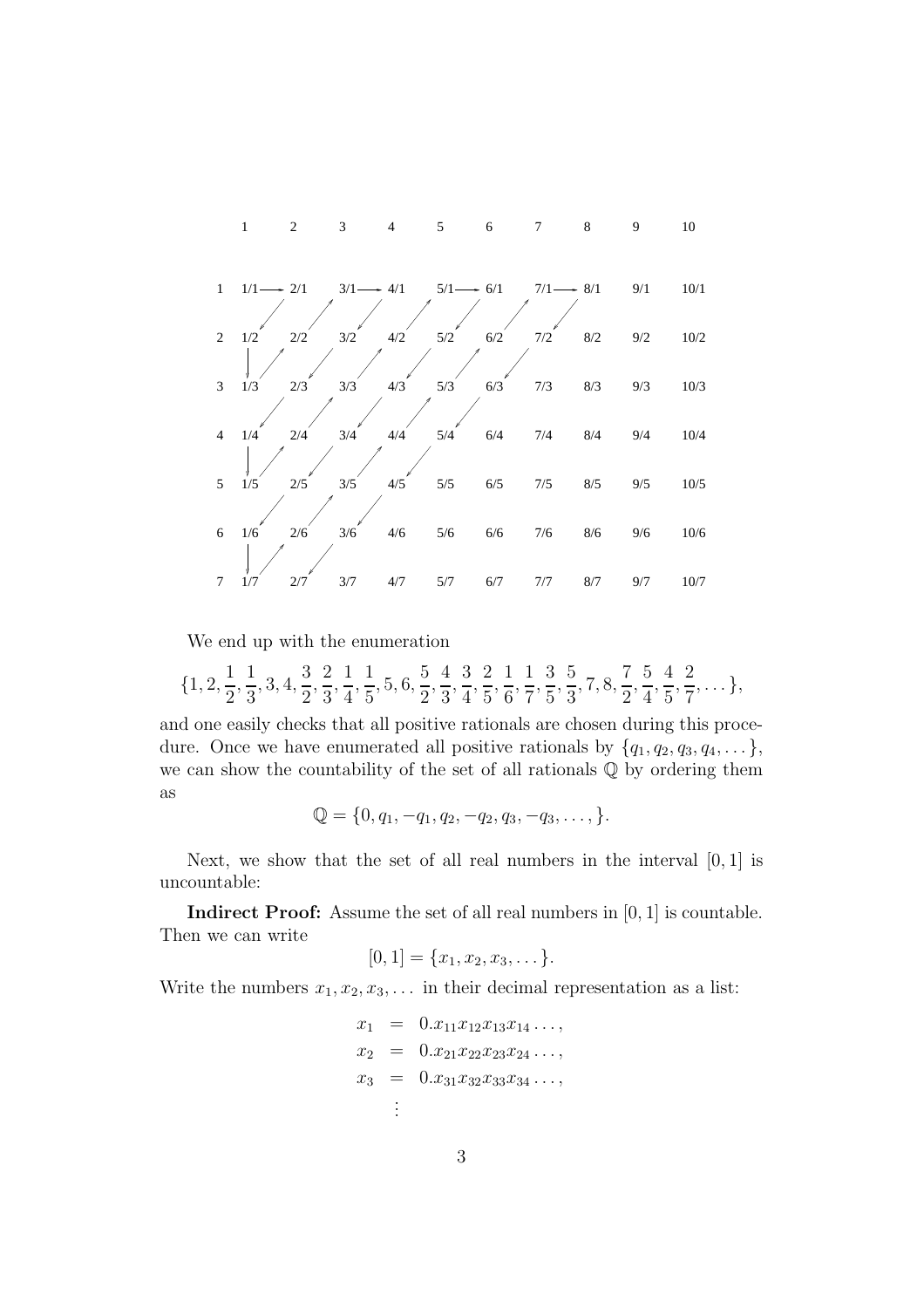|   | 1 | 2 | 3 | 4 | 5 | 6 | 7 | 8 | 9 | 10 |
|---|---|---|---|---|---|---|---|---|---|---|
| 1 | 1/1 | 2/1 | 3/1 | 4/1 | 5/1 | 6/1 | 7/1 | 8/1 | 9/1 | 10/1 |
| 2 | 1/2 | 2/2 | 3/2 | 4/2 | 5/2 | 6/2 | 7/2 | 8/2 | 9/2 | 10/2 |
| 3 | 1/3 | 2/3 | 3/3 | 4/3 | 5/3 | 6/3 | 7/3 | 8/3 | 9/3 | 10/3 |
| 4 | 1/4 | 2/4 | 3/4 | 4/4 | 5/4 | 6/4 | 7/4 | 8/4 | 9/4 | 10/4 |
| 5 | 1/5 | 2/5 | 3/5 | 4/5 | 5/5 | 6/5 | 7/5 | 8/5 | 9/5 | 10/5 |
| 6 | 1/6 | 2/6 | 3/6 | 4/6 | 5/6 | 6/6 | 7/6 | 8/6 | 9/6 | 10/6 |
| 7 | 1/7 | 2/7 | 3/7 | 4/7 | 5/7 | 6/7 | 7/7 | 8/7 | 9/7 | 10/7 |

We end up with the enumeration

$$\{1, 2, \frac{1}{2}, \frac{1}{3}, 3, 4, \frac{3}{2}, \frac{2}{3}, \frac{1}{4}, \frac{1}{5}, 5, 6, \frac{5}{2}, \frac{4}{3}, \frac{3}{4}, \frac{2}{5}, \frac{1}{6}, \frac{1}{7}, \frac{3}{5}, \frac{5}{3}, 7, 8, \frac{7}{2}, \frac{5}{4}, \frac{4}{5}, \frac{2}{7}, \dots\},$$

and one easily checks that all positive rationals are chosen during this procedure. Once we have enumerated all positive rationals by $\{q_1, q_2, q_3, q_4, \dots\}$, we can show the countability of the set of all rationals $\mathbb{Q}$ by ordering them as

$$\mathbb{Q} = \{0, q_1, -q_1, q_2, -q_2, q_3, -q_3, \dots, \}.$$

Next, we show that the set of all real numbers in the interval $[0, 1]$ is uncountable:

**Indirect Proof:** Assume the set of all real numbers in $[0, 1]$ is countable. Then we can write

$$[0, 1] = \{x_1, x_2, x_3, \dots\}.$$

Write the numbers $x_1, x_2, x_3, \dots$ in their decimal representation as a list:

$$\begin{aligned}
x_1 &= 0.x_{11}x_{12}x_{13}x_{14}\dots, \\
x_2 &= 0.x_{21}x_{22}x_{23}x_{24}\dots, \\
x_3 &= 0.x_{31}x_{32}x_{33}x_{34}\dots, \\
&\vdots
\end{aligned}$$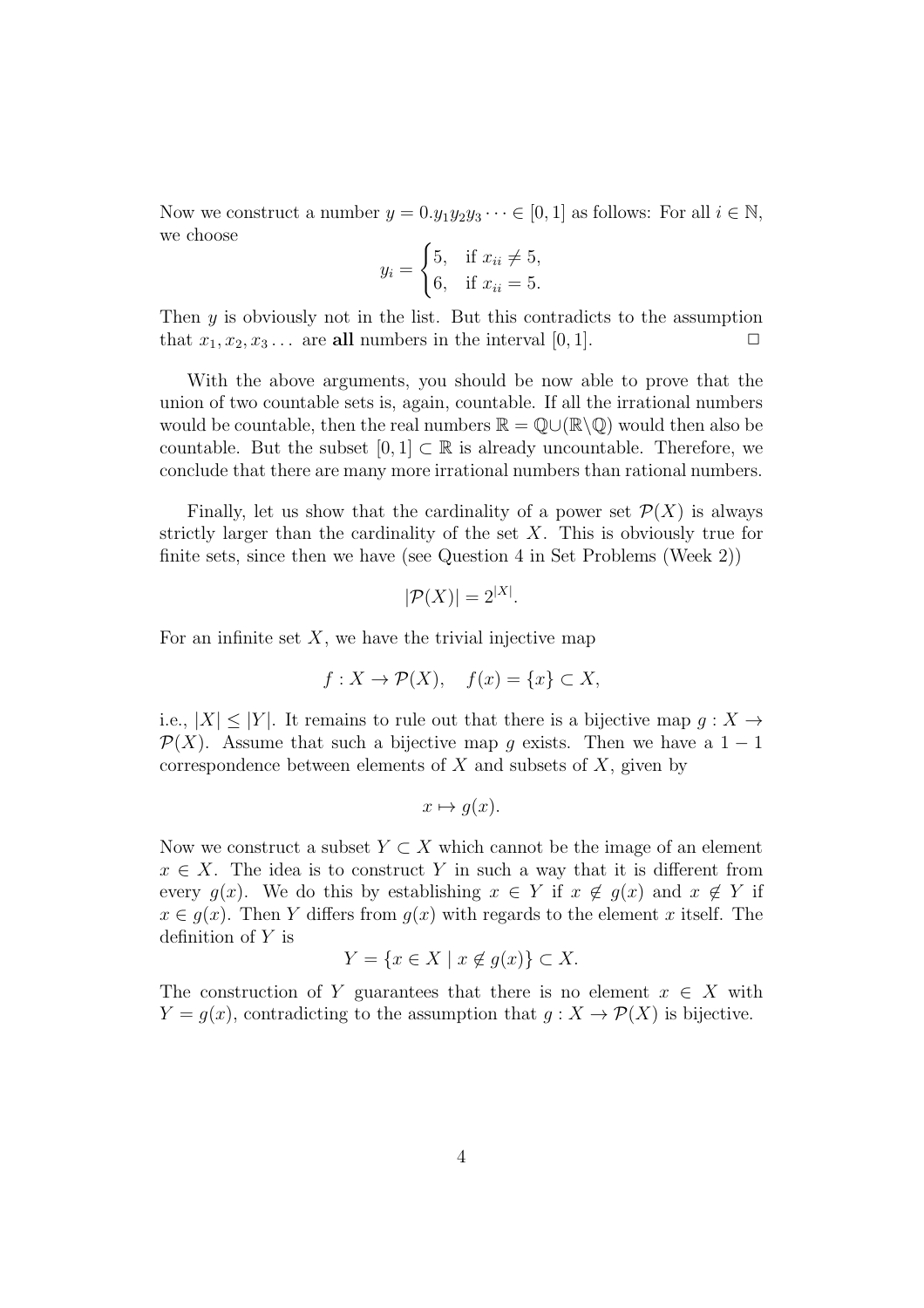Now we construct a number $y = 0.y_1y_2y_3 \cdots \in [0,1]$ as follows: For all $i \in \mathbb{N}$, we choose

$$y_i = \begin{cases} 5, & \text{if } x_{ii} \neq 5, \\ 6, & \text{if } x_{ii} = 5. \end{cases}$$

Then $y$ is obviously not in the list. But this contradicts to the assumption that $x_1, x_2, x_3 \ldots$ are **all** numbers in the interval $[0,1]$. $\square$

With the above arguments, you should be now able to prove that the union of two countable sets is, again, countable. If all the irrational numbers would be countable, then the real numbers $\mathbb{R} = \mathbb{Q} \cup (\mathbb{R} \setminus \mathbb{Q})$ would then also be countable. But the subset $[0,1] \subset \mathbb{R}$ is already uncountable. Therefore, we conclude that there are many more irrational numbers than rational numbers.

Finally, let us show that the cardinality of a power set $\mathcal{P}(X)$ is always strictly larger than the cardinality of the set $X$. This is obviously true for finite sets, since then we have (see Question 4 in Set Problems (Week 2))

$$|\mathcal{P}(X)| = 2^{|X|}.$$

For an infinite set $X$, we have the trivial injective map

$$f : X \to \mathcal{P}(X), \quad f(x) = \{x\} \subset X,$$

i.e., $|X| \leq |Y|$. It remains to rule out that there is a bijective map $g : X \to \mathcal{P}(X)$. Assume that such a bijective map $g$ exists. Then we have a $1-1$ correspondence between elements of $X$ and subsets of $X$, given by

$$x \mapsto g(x).$$

Now we construct a subset $Y \subset X$ which cannot be the image of an element $x \in X$. The idea is to construct $Y$ in such a way that it is different from every $g(x)$. We do this by establishing $x \in Y$ if $x \notin g(x)$ and $x \notin Y$ if $x \in g(x)$. Then $Y$ differs from $g(x)$ with regards to the element $x$ itself. The definition of $Y$ is

$$Y = \{x \in X \mid x \notin g(x)\} \subset X.$$

The construction of $Y$ guarantees that there is no element $x \in X$ with $Y = g(x)$, contradicting to the assumption that $g : X \to \mathcal{P}(X)$ is bijective.